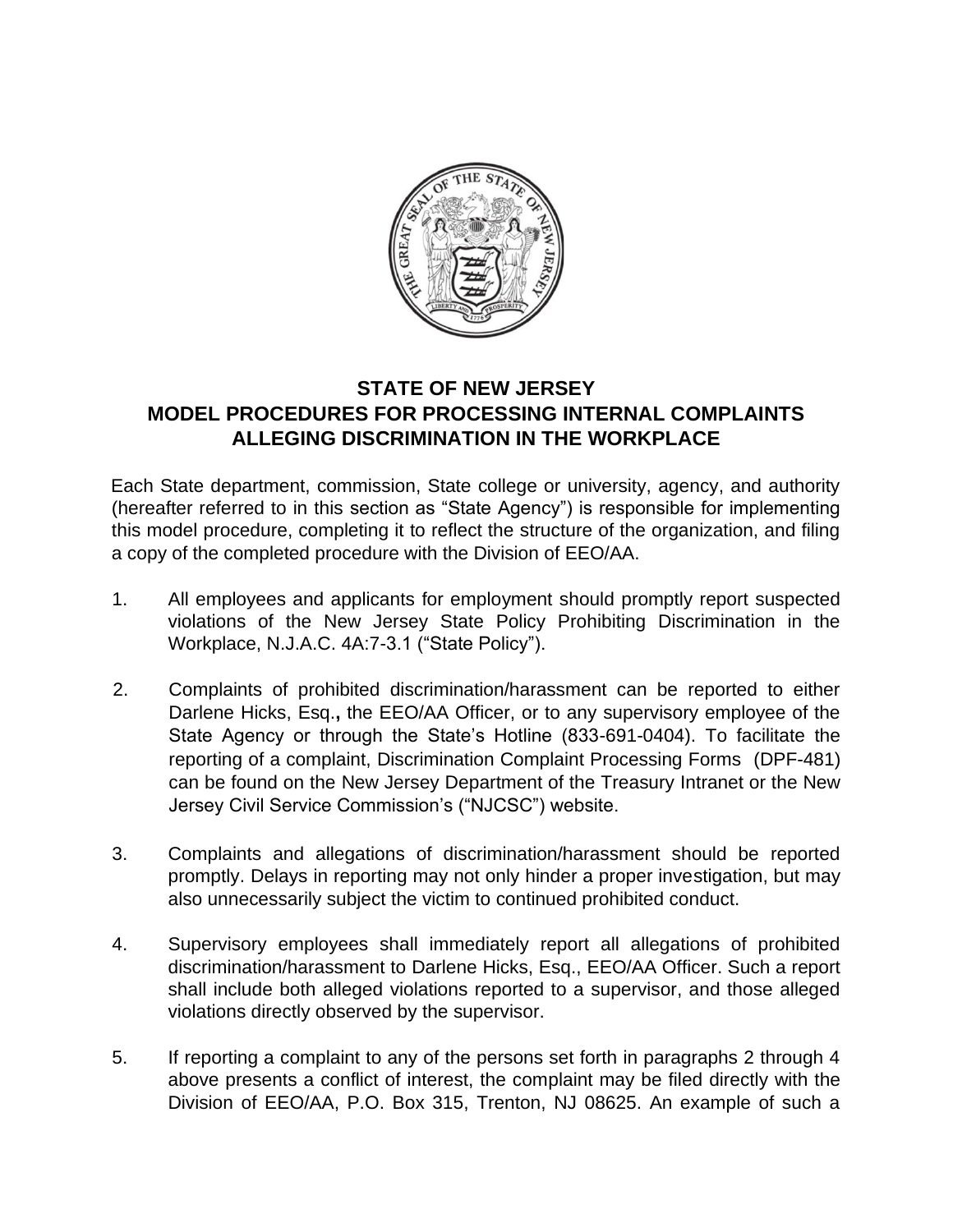# STATE OF NEW JERSEY
# MODEL PROCEDURES FOR PROCESSING INTERNAL COMPLAINTS ALLEGING DISCRIMINATION IN THE WORKPLACE

Each State department, commission, State college or university, agency, and authority (hereafter referred to in this section as "State Agency") is responsible for implementing this model procedure, completing it to reflect the structure of the organization, and filing a copy of the completed procedure with the Division of EEO/AA.

1. All employees and applicants for employment should promptly report suspected violations of the New Jersey State Policy Prohibiting Discrimination in the Workplace, N.J.A.C. 4A:7-3.1 ("State Policy").

2. Complaints of prohibited discrimination/harassment can be reported to either Darlene Hicks, Esq.**,** the EEO/AA Officer, or to any supervisory employee of the State Agency or through the State's Hotline (833-691-0404). To facilitate the reporting of a complaint, Discrimination Complaint Processing Forms (DPF-481) can be found on the New Jersey Department of the Treasury Intranet or the New Jersey Civil Service Commission's ("NJCSC") website.

3. Complaints and allegations of discrimination/harassment should be reported promptly. Delays in reporting may not only hinder a proper investigation, but may also unnecessarily subject the victim to continued prohibited conduct.

4. Supervisory employees shall immediately report all allegations of prohibited discrimination/harassment to Darlene Hicks, Esq., EEO/AA Officer. Such a report shall include both alleged violations reported to a supervisor, and those alleged violations directly observed by the supervisor.

5. If reporting a complaint to any of the persons set forth in paragraphs 2 through 4 above presents a conflict of interest, the complaint may be filed directly with the Division of EEO/AA, P.O. Box 315, Trenton, NJ 08625. An example of such a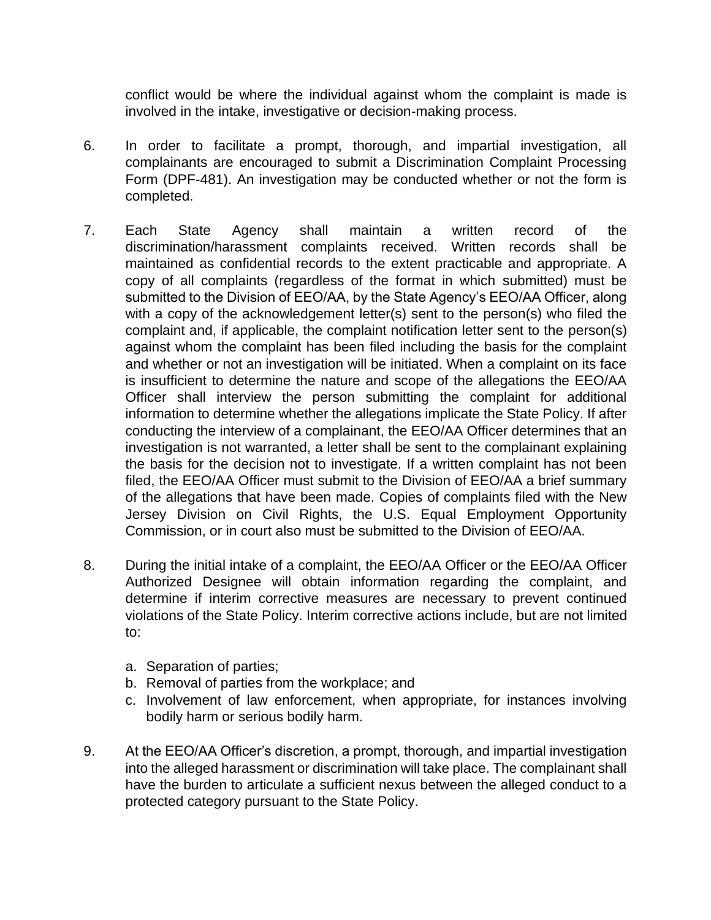conflict would be where the individual against whom the complaint is made is involved in the intake, investigative or decision-making process.

6. In order to facilitate a prompt, thorough, and impartial investigation, all complainants are encouraged to submit a Discrimination Complaint Processing Form (DPF-481). An investigation may be conducted whether or not the form is completed.

7. Each State Agency shall maintain a written record of the discrimination/harassment complaints received. Written records shall be maintained as confidential records to the extent practicable and appropriate. A copy of all complaints (regardless of the format in which submitted) must be submitted to the Division of EEO/AA, by the State Agency's EEO/AA Officer, along with a copy of the acknowledgement letter(s) sent to the person(s) who filed the complaint and, if applicable, the complaint notification letter sent to the person(s) against whom the complaint has been filed including the basis for the complaint and whether or not an investigation will be initiated. When a complaint on its face is insufficient to determine the nature and scope of the allegations the EEO/AA Officer shall interview the person submitting the complaint for additional information to determine whether the allegations implicate the State Policy. If after conducting the interview of a complainant, the EEO/AA Officer determines that an investigation is not warranted, a letter shall be sent to the complainant explaining the basis for the decision not to investigate. If a written complaint has not been filed, the EEO/AA Officer must submit to the Division of EEO/AA a brief summary of the allegations that have been made. Copies of complaints filed with the New Jersey Division on Civil Rights, the U.S. Equal Employment Opportunity Commission, or in court also must be submitted to the Division of EEO/AA.

8. During the initial intake of a complaint, the EEO/AA Officer or the EEO/AA Officer Authorized Designee will obtain information regarding the complaint, and determine if interim corrective measures are necessary to prevent continued violations of the State Policy. Interim corrective actions include, but are not limited to:

   a. Separation of parties;
   b. Removal of parties from the workplace; and
   c. Involvement of law enforcement, when appropriate, for instances involving bodily harm or serious bodily harm.

9. At the EEO/AA Officer's discretion, a prompt, thorough, and impartial investigation into the alleged harassment or discrimination will take place. The complainant shall have the burden to articulate a sufficient nexus between the alleged conduct to a protected category pursuant to the State Policy.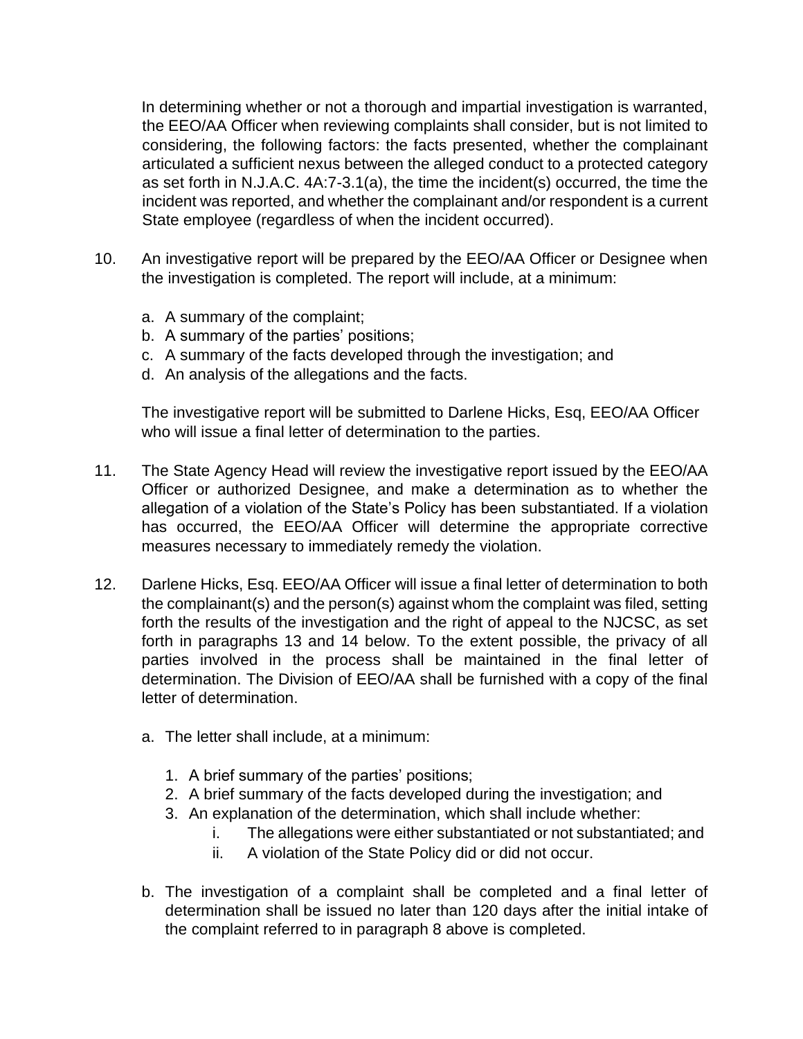In determining whether or not a thorough and impartial investigation is warranted, the EEO/AA Officer when reviewing complaints shall consider, but is not limited to considering, the following factors: the facts presented, whether the complainant articulated a sufficient nexus between the alleged conduct to a protected category as set forth in N.J.A.C. 4A:7-3.1(a), the time the incident(s) occurred, the time the incident was reported, and whether the complainant and/or respondent is a current State employee (regardless of when the incident occurred).

10. An investigative report will be prepared by the EEO/AA Officer or Designee when the investigation is completed. The report will include, at a minimum:

    a. A summary of the complaint;
    b. A summary of the parties' positions;
    c. A summary of the facts developed through the investigation; and
    d. An analysis of the allegations and the facts.

    The investigative report will be submitted to Darlene Hicks, Esq, EEO/AA Officer who will issue a final letter of determination to the parties.

11. The State Agency Head will review the investigative report issued by the EEO/AA Officer or authorized Designee, and make a determination as to whether the allegation of a violation of the State's Policy has been substantiated. If a violation has occurred, the EEO/AA Officer will determine the appropriate corrective measures necessary to immediately remedy the violation.

12. Darlene Hicks, Esq. EEO/AA Officer will issue a final letter of determination to both the complainant(s) and the person(s) against whom the complaint was filed, setting forth the results of the investigation and the right of appeal to the NJCSC, as set forth in paragraphs 13 and 14 below. To the extent possible, the privacy of all parties involved in the process shall be maintained in the final letter of determination. The Division of EEO/AA shall be furnished with a copy of the final letter of determination.

    a. The letter shall include, at a minimum:

        1. A brief summary of the parties' positions;
        2. A brief summary of the facts developed during the investigation; and
        3. An explanation of the determination, which shall include whether:
            i. The allegations were either substantiated or not substantiated; and
            ii. A violation of the State Policy did or did not occur.

    b. The investigation of a complaint shall be completed and a final letter of determination shall be issued no later than 120 days after the initial intake of the complaint referred to in paragraph 8 above is completed.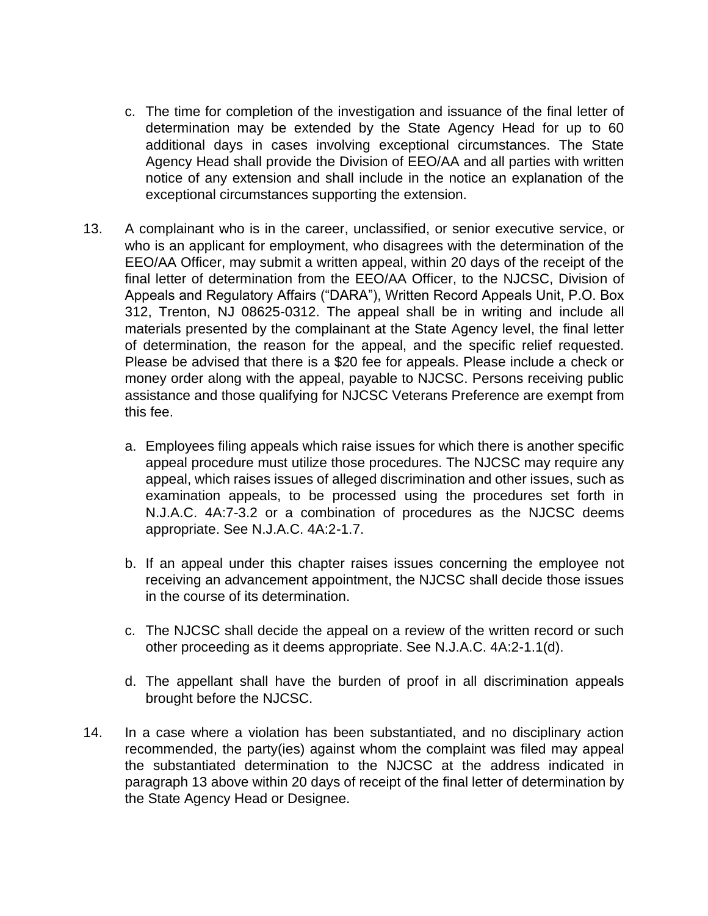c. The time for completion of the investigation and issuance of the final letter of determination may be extended by the State Agency Head for up to 60 additional days in cases involving exceptional circumstances. The State Agency Head shall provide the Division of EEO/AA and all parties with written notice of any extension and shall include in the notice an explanation of the exceptional circumstances supporting the extension.

13. A complainant who is in the career, unclassified, or senior executive service, or who is an applicant for employment, who disagrees with the determination of the EEO/AA Officer, may submit a written appeal, within 20 days of the receipt of the final letter of determination from the EEO/AA Officer, to the NJCSC, Division of Appeals and Regulatory Affairs ("DARA"), Written Record Appeals Unit, P.O. Box 312, Trenton, NJ 08625-0312. The appeal shall be in writing and include all materials presented by the complainant at the State Agency level, the final letter of determination, the reason for the appeal, and the specific relief requested. Please be advised that there is a $20 fee for appeals. Please include a check or money order along with the appeal, payable to NJCSC. Persons receiving public assistance and those qualifying for NJCSC Veterans Preference are exempt from this fee.

   a. Employees filing appeals which raise issues for which there is another specific appeal procedure must utilize those procedures. The NJCSC may require any appeal, which raises issues of alleged discrimination and other issues, such as examination appeals, to be processed using the procedures set forth in N.J.A.C. 4A:7-3.2 or a combination of procedures as the NJCSC deems appropriate. See N.J.A.C. 4A:2-1.7.

   b. If an appeal under this chapter raises issues concerning the employee not receiving an advancement appointment, the NJCSC shall decide those issues in the course of its determination.

   c. The NJCSC shall decide the appeal on a review of the written record or such other proceeding as it deems appropriate. See N.J.A.C. 4A:2-1.1(d).

   d. The appellant shall have the burden of proof in all discrimination appeals brought before the NJCSC.

14. In a case where a violation has been substantiated, and no disciplinary action recommended, the party(ies) against whom the complaint was filed may appeal the substantiated determination to the NJCSC at the address indicated in paragraph 13 above within 20 days of receipt of the final letter of determination by the State Agency Head or Designee.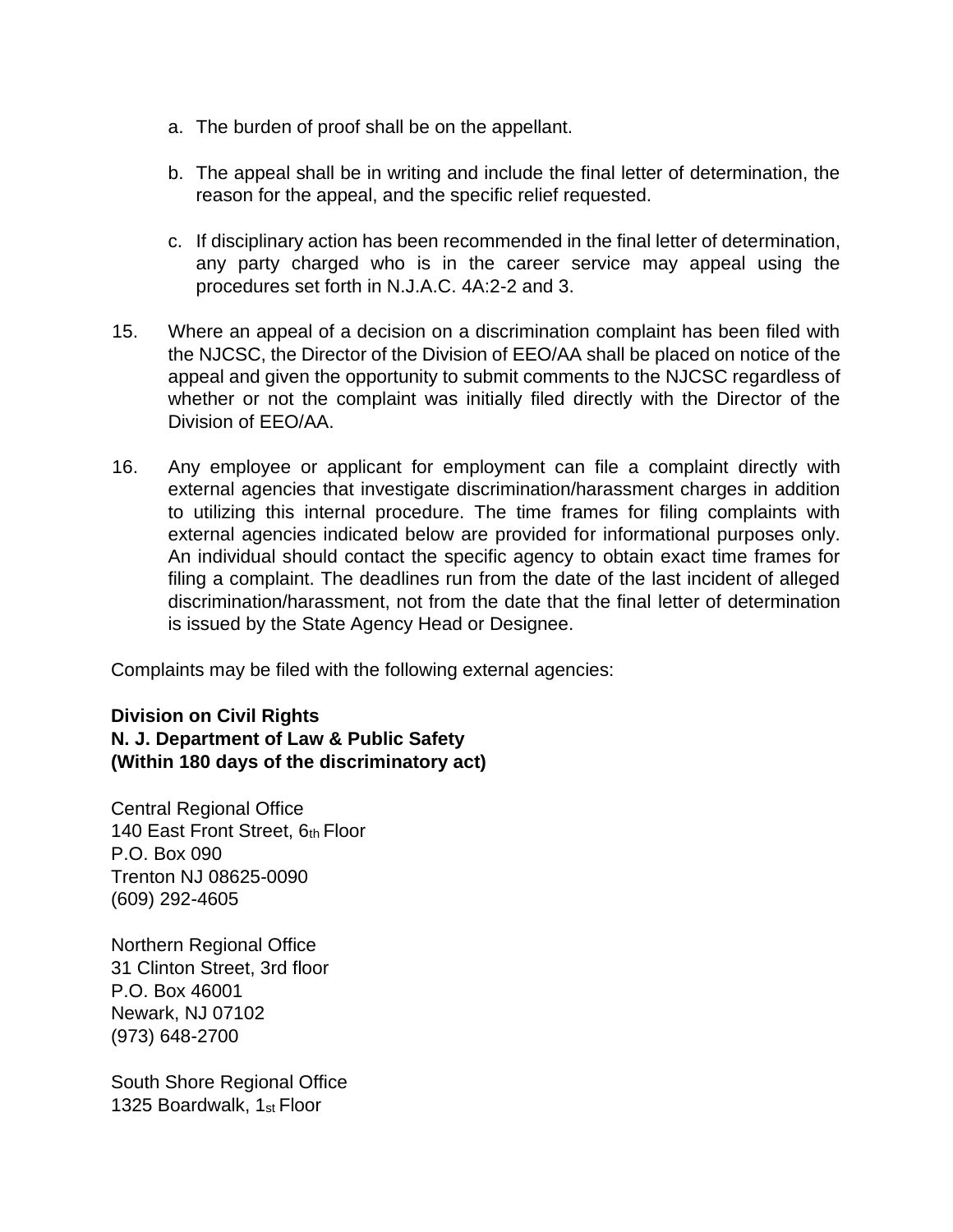a. The burden of proof shall be on the appellant.

b. The appeal shall be in writing and include the final letter of determination, the reason for the appeal, and the specific relief requested.

c. If disciplinary action has been recommended in the final letter of determination, any party charged who is in the career service may appeal using the procedures set forth in N.J.A.C. 4A:2-2 and 3.

15. Where an appeal of a decision on a discrimination complaint has been filed with the NJCSC, the Director of the Division of EEO/AA shall be placed on notice of the appeal and given the opportunity to submit comments to the NJCSC regardless of whether or not the complaint was initially filed directly with the Director of the Division of EEO/AA.

16. Any employee or applicant for employment can file a complaint directly with external agencies that investigate discrimination/harassment charges in addition to utilizing this internal procedure. The time frames for filing complaints with external agencies indicated below are provided for informational purposes only. An individual should contact the specific agency to obtain exact time frames for filing a complaint. The deadlines run from the date of the last incident of alleged discrimination/harassment, not from the date that the final letter of determination is issued by the State Agency Head or Designee.

Complaints may be filed with the following external agencies:

**Division on Civil Rights**
**N. J. Department of Law & Public Safety**
**(Within 180 days of the discriminatory act)**

Central Regional Office
140 East Front Street, 6th Floor
P.O. Box 090
Trenton NJ 08625-0090
(609) 292-4605

Northern Regional Office
31 Clinton Street, 3rd floor
P.O. Box 46001
Newark, NJ 07102
(973) 648-2700

South Shore Regional Office
1325 Boardwalk, 1st Floor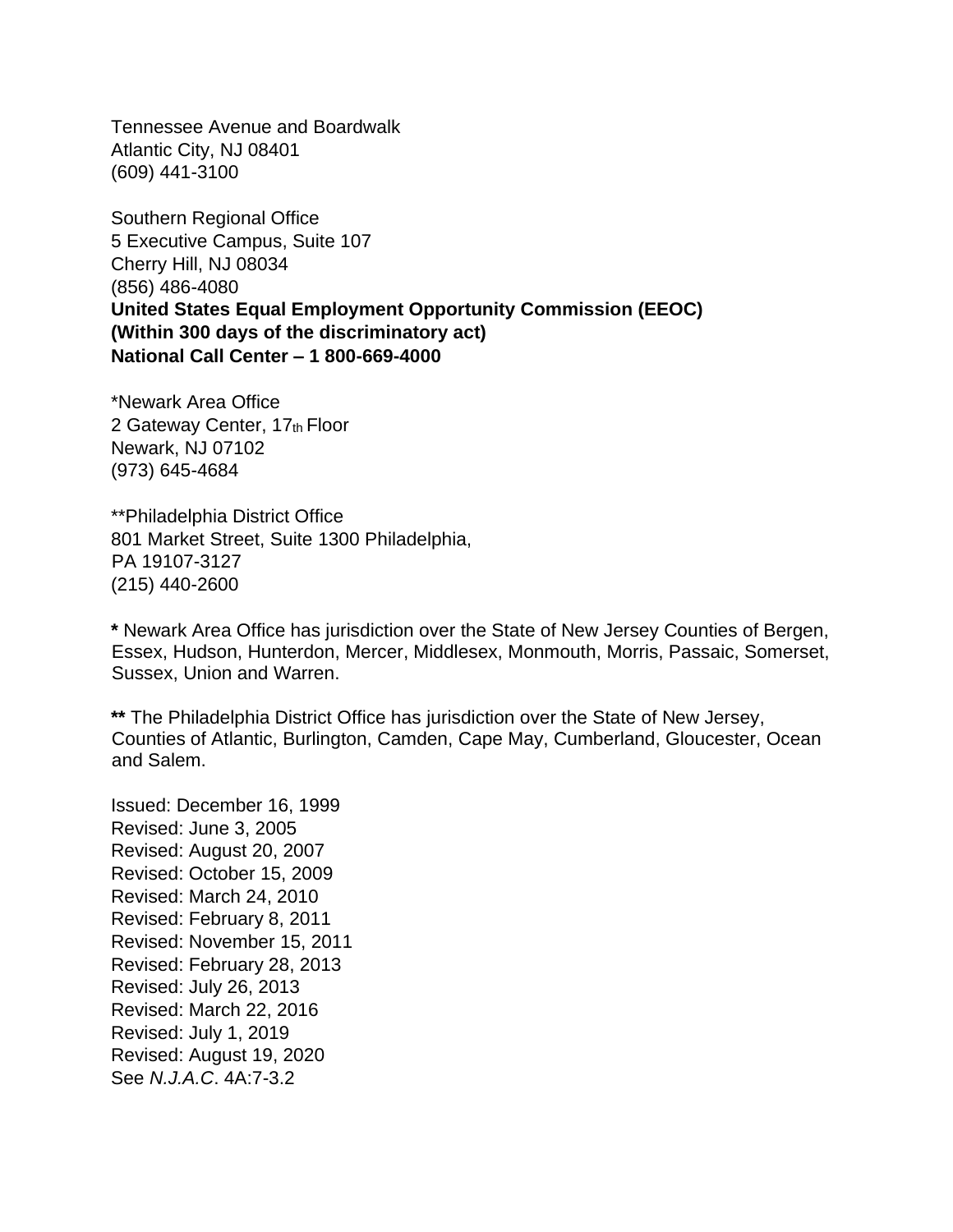Tennessee Avenue and Boardwalk
Atlantic City, NJ 08401
(609) 441-3100

Southern Regional Office
5 Executive Campus, Suite 107
Cherry Hill, NJ 08034
(856) 486-4080

**United States Equal Employment Opportunity Commission (EEOC)**
**(Within 300 days of the discriminatory act)**
**National Call Center – 1 800-669-4000**

*Newark Area Office
2 Gateway Center, 17th Floor
Newark, NJ 07102
(973) 645-4684

**Philadelphia District Office
801 Market Street, Suite 1300 Philadelphia,
PA 19107-3127
(215) 440-2600

**\*** Newark Area Office has jurisdiction over the State of New Jersey Counties of Bergen, Essex, Hudson, Hunterdon, Mercer, Middlesex, Monmouth, Morris, Passaic, Somerset, Sussex, Union and Warren.

**\*\*** The Philadelphia District Office has jurisdiction over the State of New Jersey, Counties of Atlantic, Burlington, Camden, Cape May, Cumberland, Gloucester, Ocean and Salem.

Issued: December 16, 1999
Revised: June 3, 2005
Revised: August 20, 2007
Revised: October 15, 2009
Revised: March 24, 2010
Revised: February 8, 2011
Revised: November 15, 2011
Revised: February 28, 2013
Revised: July 26, 2013
Revised: March 22, 2016
Revised: July 1, 2019
Revised: August 19, 2020
See *N.J.A.C*. 4A:7-3.2